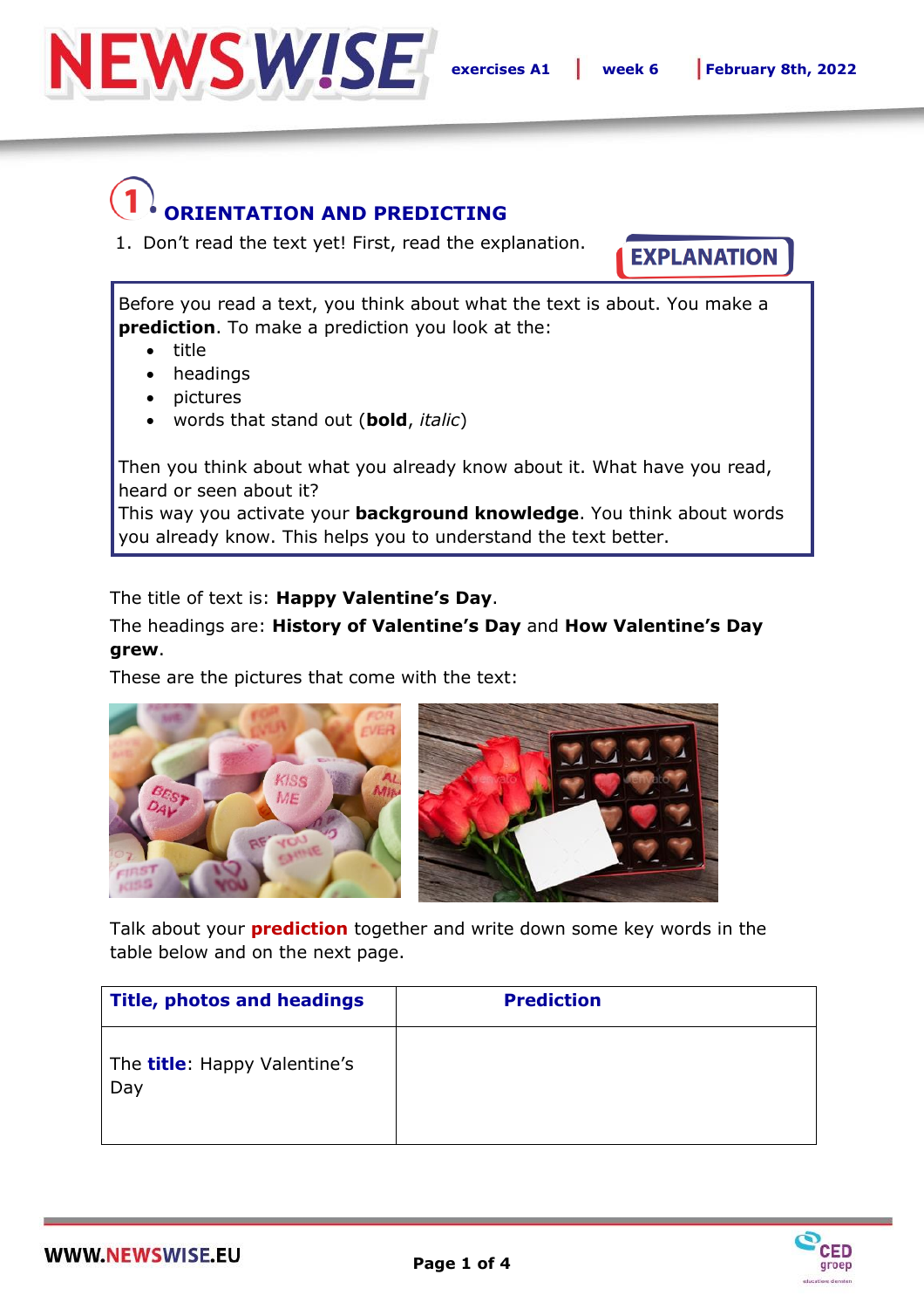# 1 ORIENTATION AND PREDICTING

1. Don't read the text yet! First, read the explanation.

**EXPLANATION**

Before you read a text, you think about what the text is about. You make a **prediction**. To make a prediction you look at the:

- title
- headings
- pictures
- words that stand out (**bold**, *italic*)

Then you think about what you already know about it. What have you read, heard or seen about it?
This way you activate your **background knowledge**. You think about words you already know. This helps you to understand the text better.

The title of text is: **Happy Valentine's Day**.

The headings are: **History of Valentine's Day** and **How Valentine's Day grew**.

These are the pictures that come with the text:

Talk about your **prediction** together and write down some key words in the table below and on the next page.

| Title, photos and headings | Prediction |
|---|---|
| The **title**: Happy Valentine's Day | |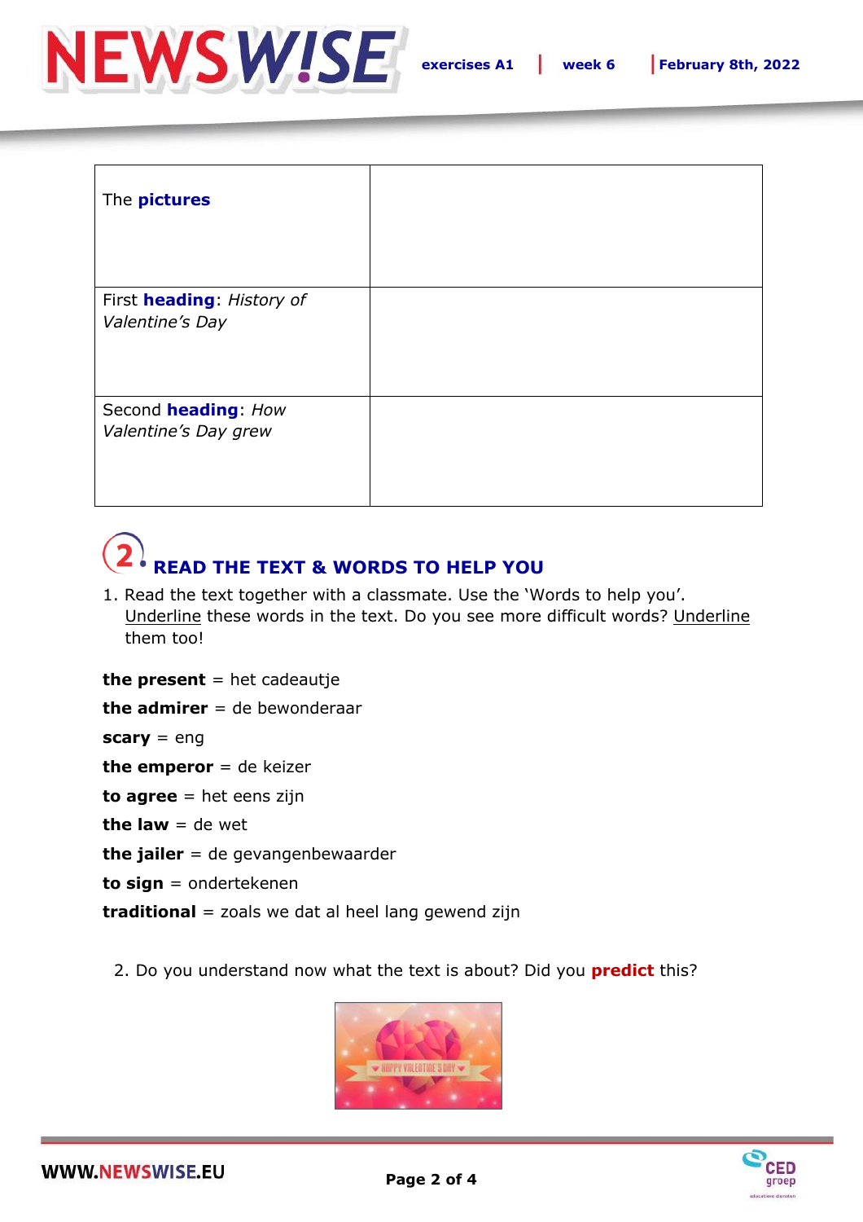| The **pictures** | |
|---|---|
| First **heading**: *History of Valentine's Day* | |
| Second **heading**: *How Valentine's Day grew* | |

## 2. READ THE TEXT & WORDS TO HELP YOU

1. Read the text together with a classmate. Use the 'Words to help you'. Underline these words in the text. Do you see more difficult words? Underline them too!

**the present** = het cadeautje

**the admirer** = de bewonderaar

**scary** = eng

**the emperor** = de keizer

**to agree** = het eens zijn

**the law** = de wet

**the jailer** = de gevangenbewaarder

**to sign** = ondertekenen

**traditional** = zoals we dat al heel lang gewend zijn

2. Do you understand now what the text is about? Did you **predict** this?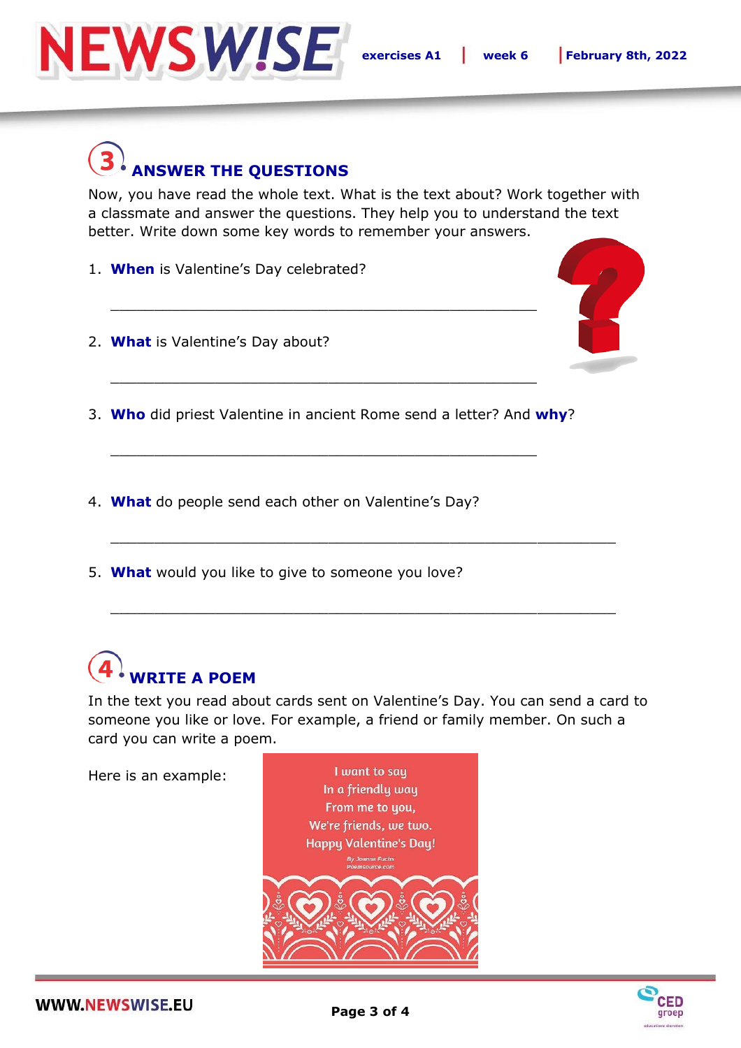## 3. ANSWER THE QUESTIONS

Now, you have read the whole text. What is the text about? Work together with a classmate and answer the questions. They help you to understand the text better. Write down some key words to remember your answers.

1. **When** is Valentine's Day celebrated?

   \_\_\_\_\_\_\_\_\_\_\_\_\_\_\_\_\_\_\_\_\_\_\_\_\_\_\_\_\_\_\_\_\_\_\_\_\_\_\_\_\_\_\_\_\_\_\_\_

2. **What** is Valentine's Day about?

   \_\_\_\_\_\_\_\_\_\_\_\_\_\_\_\_\_\_\_\_\_\_\_\_\_\_\_\_\_\_\_\_\_\_\_\_\_\_\_\_\_\_\_\_\_\_\_\_

3. **Who** did priest Valentine in ancient Rome send a letter? And **why**?

   \_\_\_\_\_\_\_\_\_\_\_\_\_\_\_\_\_\_\_\_\_\_\_\_\_\_\_\_\_\_\_\_\_\_\_\_\_\_\_\_\_\_\_\_\_\_\_\_

4. **What** do people send each other on Valentine's Day?

   \_\_\_\_\_\_\_\_\_\_\_\_\_\_\_\_\_\_\_\_\_\_\_\_\_\_\_\_\_\_\_\_\_\_\_\_\_\_\_\_\_\_\_\_\_\_\_\_\_\_\_\_\_\_\_\_

5. **What** would you like to give to someone you love?

   \_\_\_\_\_\_\_\_\_\_\_\_\_\_\_\_\_\_\_\_\_\_\_\_\_\_\_\_\_\_\_\_\_\_\_\_\_\_\_\_\_\_\_\_\_\_\_\_\_\_\_\_\_\_\_\_

## 4. WRITE A POEM

In the text you read about cards sent on Valentine's Day. You can send a card to someone you like or love. For example, a friend or family member. On such a card you can write a poem.

Here is an example:

*I want to say*
*In a friendly way*
*From me to you,*
*We're friends, we two.*
*Happy Valentine's Day!*

By Joanna Fuchs
Poemsource.com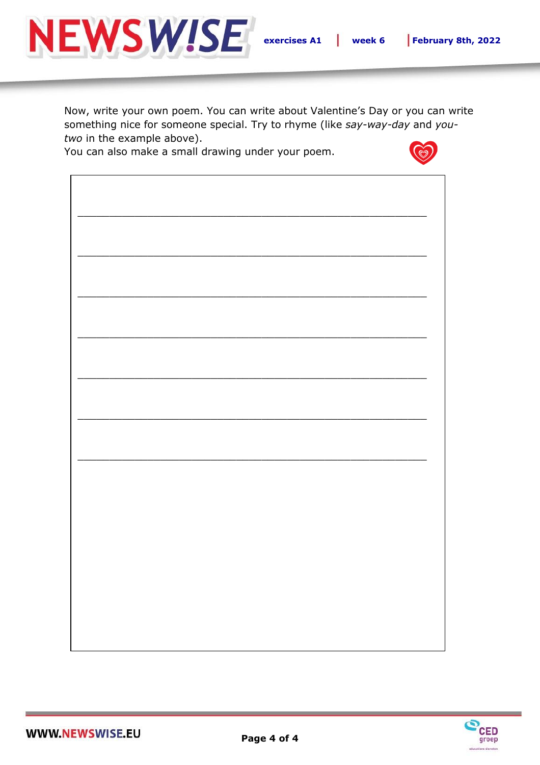Now, write your own poem. You can write about Valentine's Day or you can write something nice for someone special. Try to rhyme (like *say*-*way*-*day* and *you*-*two* in the example above).
You can also make a small drawing under your poem.

______________________________________________________

______________________________________________________

______________________________________________________

______________________________________________________

______________________________________________________

______________________________________________________

______________________________________________________